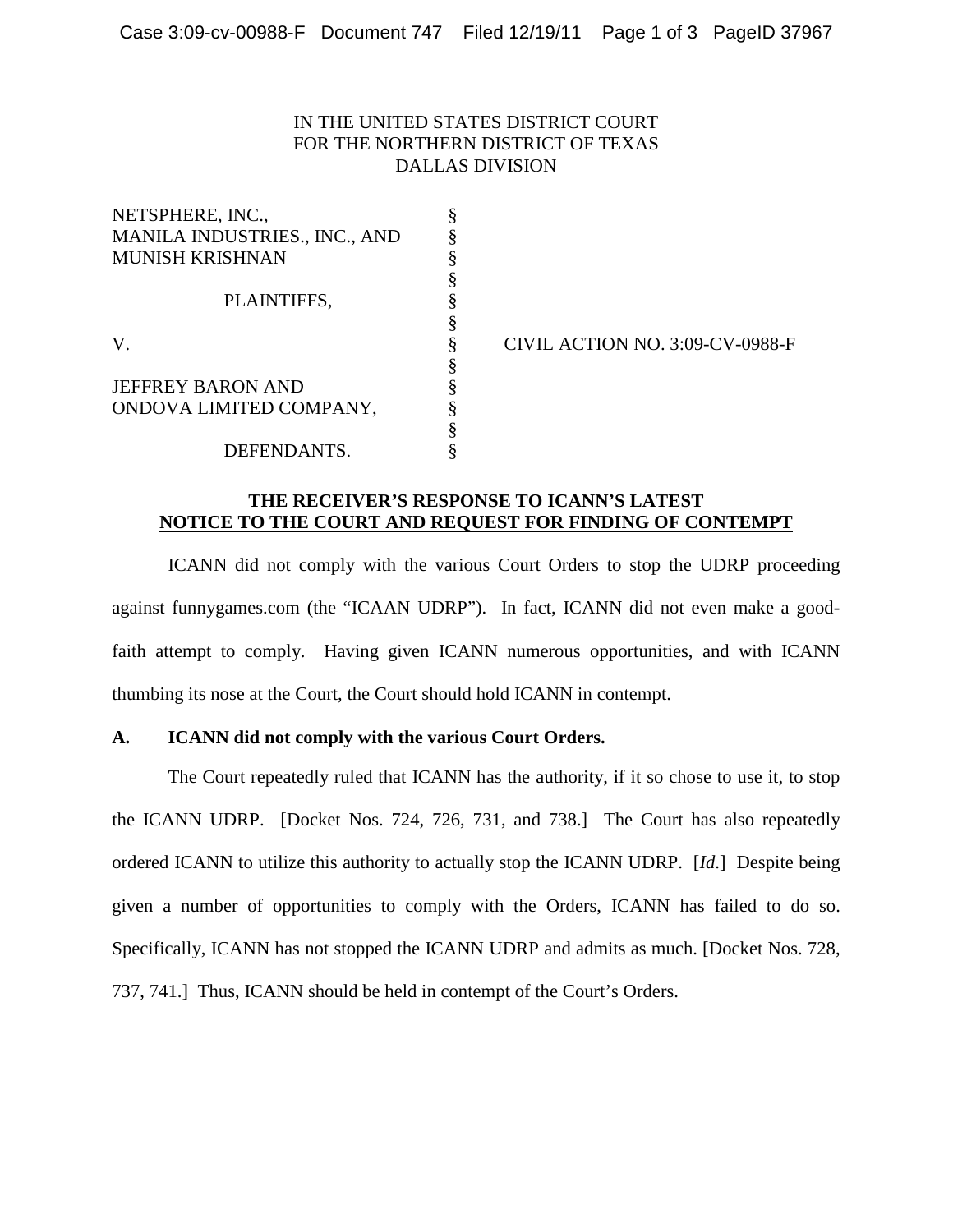IN THE UNITED STATES DISTRICT COURT
FOR THE NORTHERN DISTRICT OF TEXAS
DALLAS DIVISION

| | | |
|---|---|---|
| NETSPHERE, INC., MANILA INDUSTRIES., INC., AND MUNISH KRISHNAN | § | |
| PLAINTIFFS, | § | |
| V. | § | CIVIL ACTION NO. 3:09-CV-0988-F |
| JEFFREY BARON AND ONDOVA LIMITED COMPANY, | § | |
| DEFENDANTS. | § | |

**THE RECEIVER'S RESPONSE TO ICANN'S LATEST**
**NOTICE TO THE COURT AND REQUEST FOR FINDING OF CONTEMPT**

ICANN did not comply with the various Court Orders to stop the UDRP proceeding against funnygames.com (the "ICAAN UDRP"). In fact, ICANN did not even make a good-faith attempt to comply. Having given ICANN numerous opportunities, and with ICANN thumbing its nose at the Court, the Court should hold ICANN in contempt.

**A. ICANN did not comply with the various Court Orders.**

The Court repeatedly ruled that ICANN has the authority, if it so chose to use it, to stop the ICANN UDRP. [Docket Nos. 724, 726, 731, and 738.] The Court has also repeatedly ordered ICANN to utilize this authority to actually stop the ICANN UDRP. [*Id.*] Despite being given a number of opportunities to comply with the Orders, ICANN has failed to do so. Specifically, ICANN has not stopped the ICANN UDRP and admits as much. [Docket Nos. 728, 737, 741.] Thus, ICANN should be held in contempt of the Court's Orders.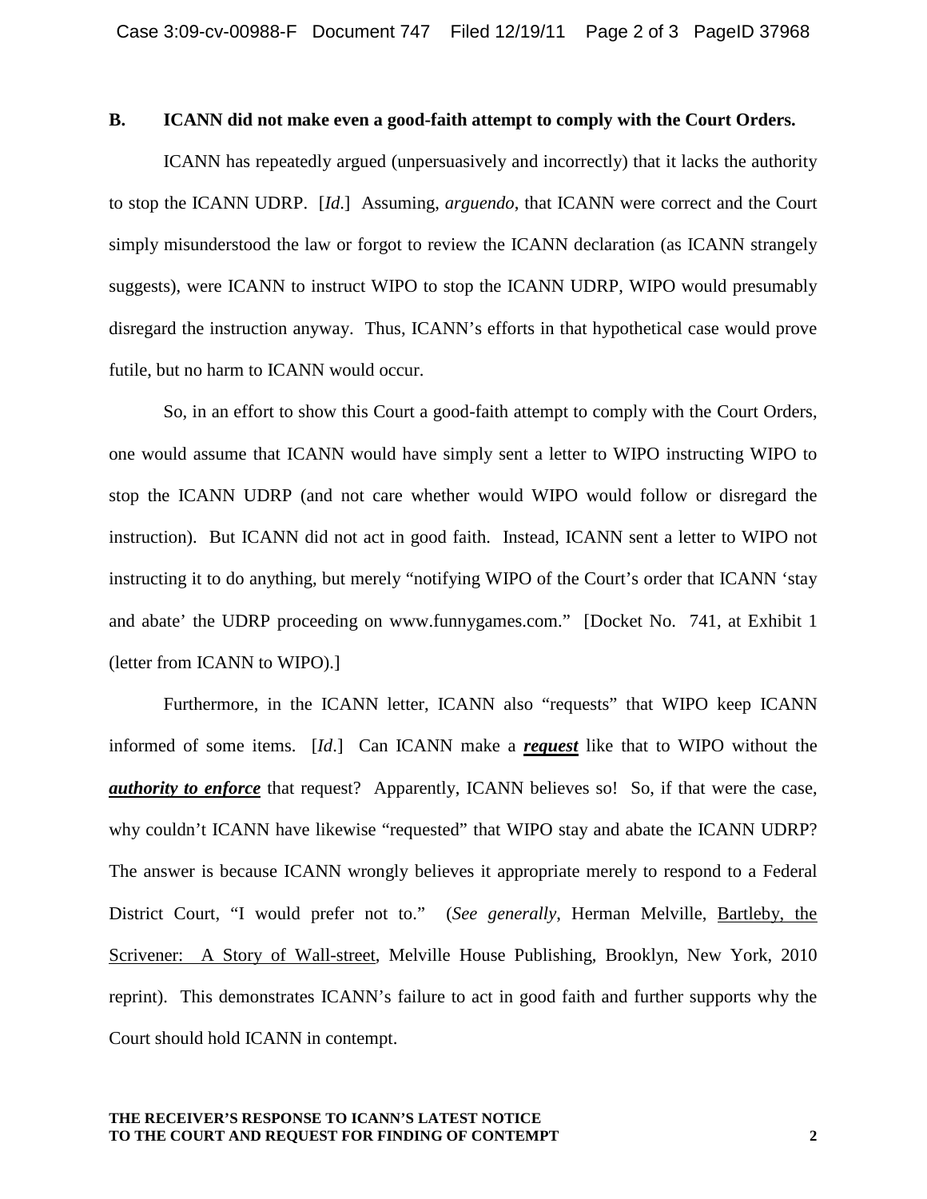### B. ICANN did not make even a good-faith attempt to comply with the Court Orders.

ICANN has repeatedly argued (unpersuasively and incorrectly) that it lacks the authority to stop the ICANN UDRP. [*Id*.] Assuming, *arguendo*, that ICANN were correct and the Court simply misunderstood the law or forgot to review the ICANN declaration (as ICANN strangely suggests), were ICANN to instruct WIPO to stop the ICANN UDRP, WIPO would presumably disregard the instruction anyway. Thus, ICANN's efforts in that hypothetical case would prove futile, but no harm to ICANN would occur.

So, in an effort to show this Court a good-faith attempt to comply with the Court Orders, one would assume that ICANN would have simply sent a letter to WIPO instructing WIPO to stop the ICANN UDRP (and not care whether would WIPO would follow or disregard the instruction). But ICANN did not act in good faith. Instead, ICANN sent a letter to WIPO not instructing it to do anything, but merely "notifying WIPO of the Court's order that ICANN 'stay and abate' the UDRP proceeding on www.funnygames.com." [Docket No. 741, at Exhibit 1 (letter from ICANN to WIPO).]

Furthermore, in the ICANN letter, ICANN also "requests" that WIPO keep ICANN informed of some items. [*Id*.] Can ICANN make a ***request*** like that to WIPO without the ***authority to enforce*** that request? Apparently, ICANN believes so! So, if that were the case, why couldn't ICANN have likewise "requested" that WIPO stay and abate the ICANN UDRP? The answer is because ICANN wrongly believes it appropriate merely to respond to a Federal District Court, "I would prefer not to." (*See generally*, Herman Melville, Bartleby, the Scrivener: A Story of Wall-street, Melville House Publishing, Brooklyn, New York, 2010 reprint). This demonstrates ICANN's failure to act in good faith and further supports why the Court should hold ICANN in contempt.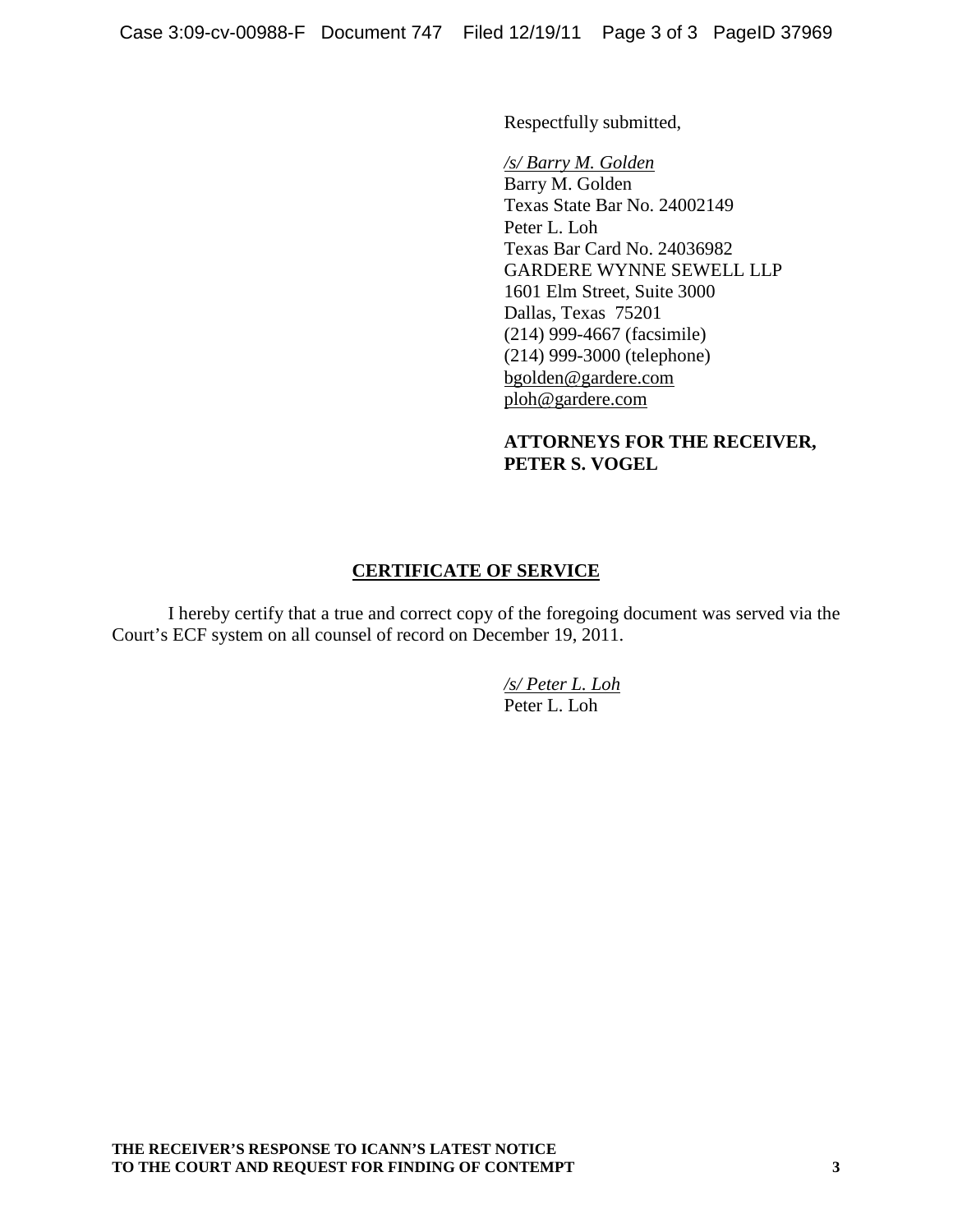Respectfully submitted,

*/s/ Barry M. Golden*
Barry M. Golden
Texas State Bar No. 24002149
Peter L. Loh
Texas Bar Card No. 24036982
GARDERE WYNNE SEWELL LLP
1601 Elm Street, Suite 3000
Dallas, Texas 75201
(214) 999-4667 (facsimile)
(214) 999-3000 (telephone)
bgolden@gardere.com
ploh@gardere.com

**ATTORNEYS FOR THE RECEIVER, PETER S. VOGEL**

## CERTIFICATE OF SERVICE

I hereby certify that a true and correct copy of the foregoing document was served via the Court's ECF system on all counsel of record on December 19, 2011.

*/s/ Peter L. Loh*
Peter L. Loh